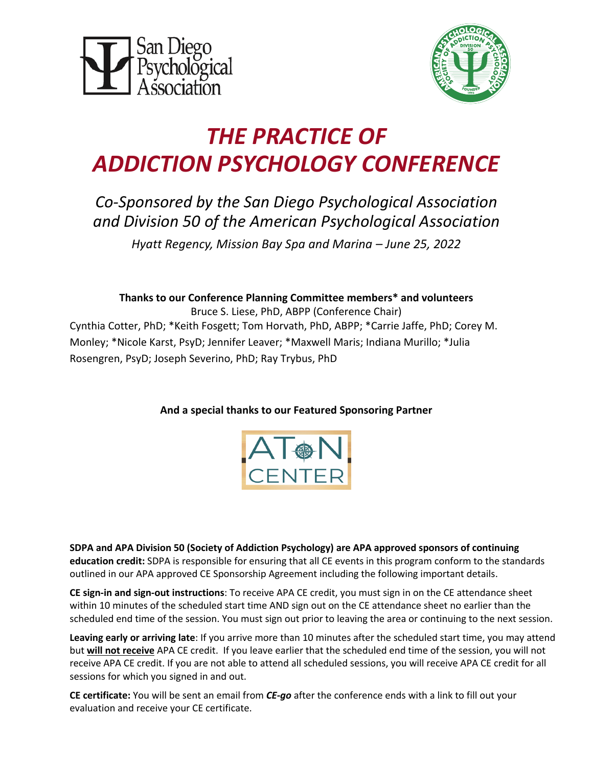# *THE PRACTICE OF ADDICTION PSYCHOLOGY CONFERENCE*

## *Co-Sponsored by the San Diego Psychological Association and Division 50 of the American Psychological Association*

*Hyatt Regency, Mission Bay Spa and Marina – June 25, 2022*

**Thanks to our Conference Planning Committee members* and volunteers**

Bruce S. Liese, PhD, ABPP (Conference Chair)

Cynthia Cotter, PhD; *Keith Fosgett; Tom Horvath, PhD, ABPP; *Carrie Jaffe, PhD; Corey M. Monley; *Nicole Karst, PsyD; Jennifer Leaver; *Maxwell Maris; Indiana Murillo; *Julia Rosengren, PsyD; Joseph Severino, PhD; Ray Trybus, PhD

**And a special thanks to our Featured Sponsoring Partner**

**SDPA and APA Division 50 (Society of Addiction Psychology) are APA approved sponsors of continuing education credit:** SDPA is responsible for ensuring that all CE events in this program conform to the standards outlined in our APA approved CE Sponsorship Agreement including the following important details.

**CE sign-in and sign-out instructions**: To receive APA CE credit, you must sign in on the CE attendance sheet within 10 minutes of the scheduled start time AND sign out on the CE attendance sheet no earlier than the scheduled end time of the session. You must sign out prior to leaving the area or continuing to the next session.

**Leaving early or arriving late**: If you arrive more than 10 minutes after the scheduled start time, you may attend but **will not receive** APA CE credit. If you leave earlier that the scheduled end time of the session, you will not receive APA CE credit. If you are not able to attend all scheduled sessions, you will receive APA CE credit for all sessions for which you signed in and out.

**CE certificate:** You will be sent an email from ***CE-go*** after the conference ends with a link to fill out your evaluation and receive your CE certificate.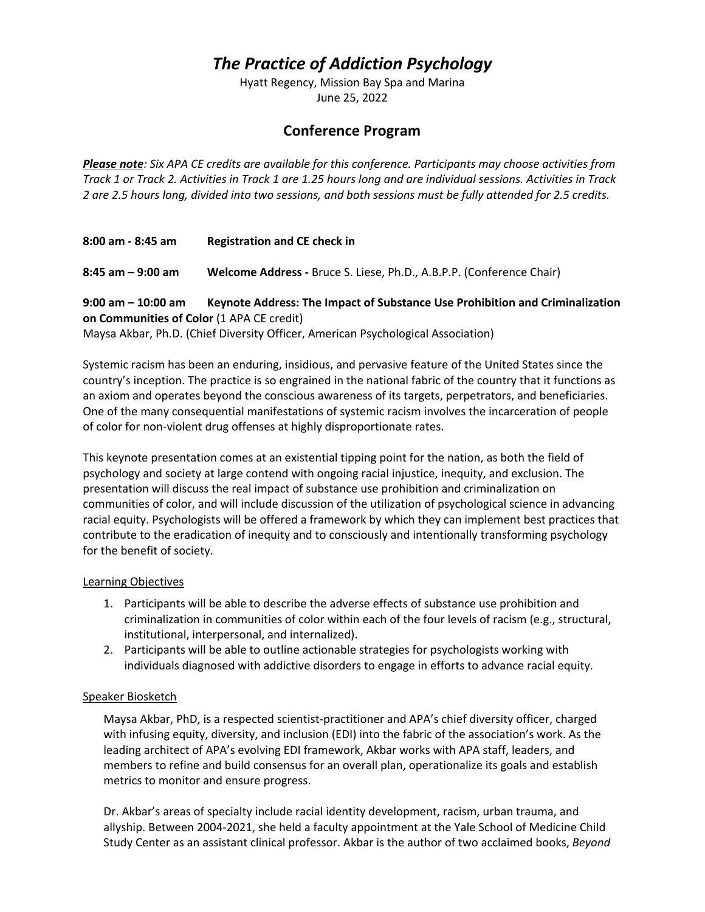# *The Practice of Addiction Psychology*

Hyatt Regency, Mission Bay Spa and Marina
June 25, 2022

## Conference Program

***Please note**: Six APA CE credits are available for this conference. Participants may choose activities from Track 1 or Track 2. Activities in Track 1 are 1.25 hours long and are individual sessions. Activities in Track 2 are 2.5 hours long, divided into two sessions, and both sessions must be fully attended for 2.5 credits.*

**8:00 am - 8:45 am** **Registration and CE check in**

**8:45 am – 9:00 am** **Welcome Address -** Bruce S. Liese, Ph.D., A.B.P.P. (Conference Chair)

**9:00 am – 10:00 am** **Keynote Address: The Impact of Substance Use Prohibition and Criminalization on Communities of Color** (1 APA CE credit)
Maysa Akbar, Ph.D. (Chief Diversity Officer, American Psychological Association)

Systemic racism has been an enduring, insidious, and pervasive feature of the United States since the country's inception. The practice is so engrained in the national fabric of the country that it functions as an axiom and operates beyond the conscious awareness of its targets, perpetrators, and beneficiaries. One of the many consequential manifestations of systemic racism involves the incarceration of people of color for non-violent drug offenses at highly disproportionate rates.

This keynote presentation comes at an existential tipping point for the nation, as both the field of psychology and society at large contend with ongoing racial injustice, inequity, and exclusion. The presentation will discuss the real impact of substance use prohibition and criminalization on communities of color, and will include discussion of the utilization of psychological science in advancing racial equity. Psychologists will be offered a framework by which they can implement best practices that contribute to the eradication of inequity and to consciously and intentionally transforming psychology for the benefit of society.

Learning Objectives

1. Participants will be able to describe the adverse effects of substance use prohibition and criminalization in communities of color within each of the four levels of racism (e.g., structural, institutional, interpersonal, and internalized).
2. Participants will be able to outline actionable strategies for psychologists working with individuals diagnosed with addictive disorders to engage in efforts to advance racial equity.

Speaker Biosketch

Maysa Akbar, PhD, is a respected scientist-practitioner and APA's chief diversity officer, charged with infusing equity, diversity, and inclusion (EDI) into the fabric of the association's work. As the leading architect of APA's evolving EDI framework, Akbar works with APA staff, leaders, and members to refine and build consensus for an overall plan, operationalize its goals and establish metrics to monitor and ensure progress.

Dr. Akbar's areas of specialty include racial identity development, racism, urban trauma, and allyship. Between 2004-2021, she held a faculty appointment at the Yale School of Medicine Child Study Center as an assistant clinical professor. Akbar is the author of two acclaimed books, *Beyond*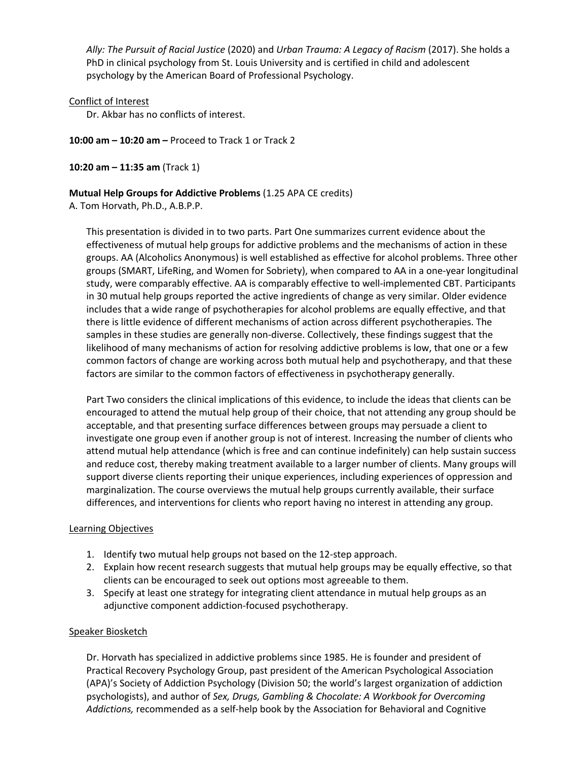*Ally: The Pursuit of Racial Justice* (2020) and *Urban Trauma: A Legacy of Racism* (2017). She holds a PhD in clinical psychology from St. Louis University and is certified in child and adolescent psychology by the American Board of Professional Psychology.

Conflict of Interest

Dr. Akbar has no conflicts of interest.

**10:00 am – 10:20 am –** Proceed to Track 1 or Track 2

**10:20 am – 11:35 am** (Track 1)

**Mutual Help Groups for Addictive Problems** (1.25 APA CE credits)
A. Tom Horvath, Ph.D., A.B.P.P.

This presentation is divided in to two parts. Part One summarizes current evidence about the effectiveness of mutual help groups for addictive problems and the mechanisms of action in these groups. AA (Alcoholics Anonymous) is well established as effective for alcohol problems. Three other groups (SMART, LifeRing, and Women for Sobriety), when compared to AA in a one-year longitudinal study, were comparably effective. AA is comparably effective to well-implemented CBT. Participants in 30 mutual help groups reported the active ingredients of change as very similar. Older evidence includes that a wide range of psychotherapies for alcohol problems are equally effective, and that there is little evidence of different mechanisms of action across different psychotherapies. The samples in these studies are generally non-diverse. Collectively, these findings suggest that the likelihood of many mechanisms of action for resolving addictive problems is low, that one or a few common factors of change are working across both mutual help and psychotherapy, and that these factors are similar to the common factors of effectiveness in psychotherapy generally.

Part Two considers the clinical implications of this evidence, to include the ideas that clients can be encouraged to attend the mutual help group of their choice, that not attending any group should be acceptable, and that presenting surface differences between groups may persuade a client to investigate one group even if another group is not of interest. Increasing the number of clients who attend mutual help attendance (which is free and can continue indefinitely) can help sustain success and reduce cost, thereby making treatment available to a larger number of clients. Many groups will support diverse clients reporting their unique experiences, including experiences of oppression and marginalization. The course overviews the mutual help groups currently available, their surface differences, and interventions for clients who report having no interest in attending any group.

Learning Objectives

1. Identify two mutual help groups not based on the 12-step approach.
2. Explain how recent research suggests that mutual help groups may be equally effective, so that clients can be encouraged to seek out options most agreeable to them.
3. Specify at least one strategy for integrating client attendance in mutual help groups as an adjunctive component addiction-focused psychotherapy.

Speaker Biosketch

Dr. Horvath has specialized in addictive problems since 1985. He is founder and president of Practical Recovery Psychology Group, past president of the American Psychological Association (APA)'s Society of Addiction Psychology (Division 50; the world's largest organization of addiction psychologists), and author of *Sex, Drugs, Gambling & Chocolate: A Workbook for Overcoming Addictions,* recommended as a self-help book by the Association for Behavioral and Cognitive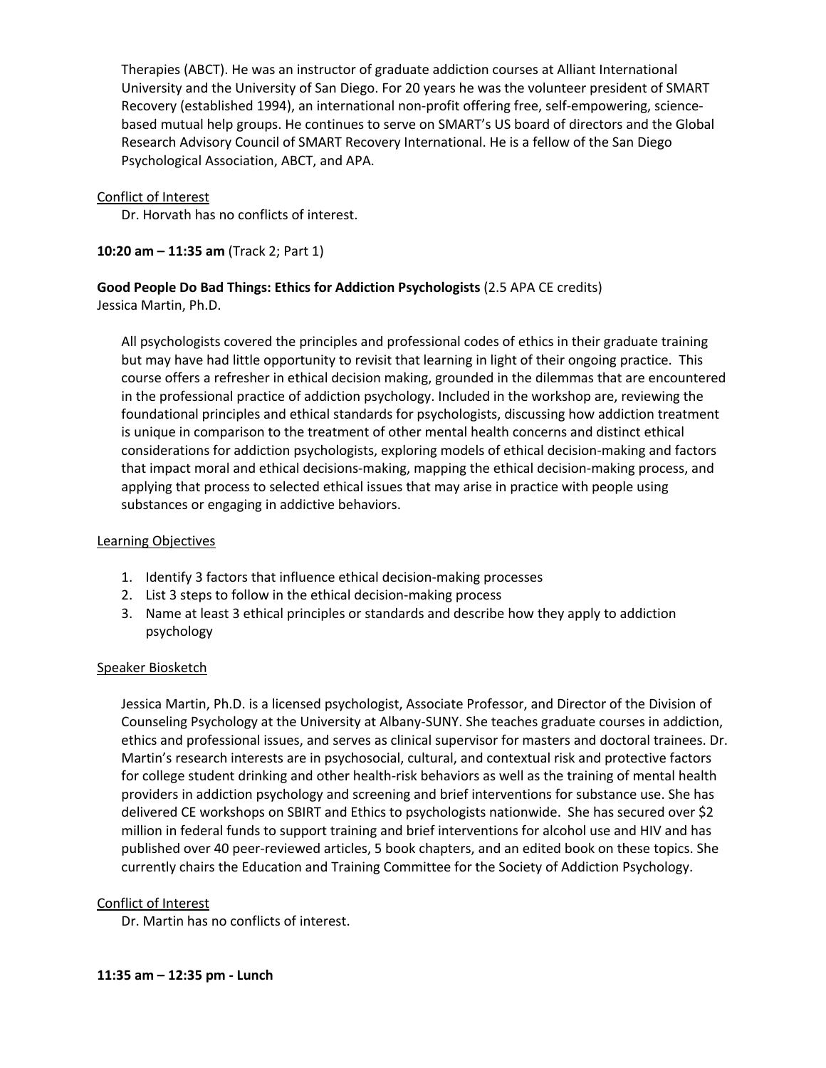Therapies (ABCT). He was an instructor of graduate addiction courses at Alliant International University and the University of San Diego. For 20 years he was the volunteer president of SMART Recovery (established 1994), an international non-profit offering free, self-empowering, science-based mutual help groups. He continues to serve on SMART's US board of directors and the Global Research Advisory Council of SMART Recovery International. He is a fellow of the San Diego Psychological Association, ABCT, and APA.

Conflict of Interest

Dr. Horvath has no conflicts of interest.

**10:20 am – 11:35 am** (Track 2; Part 1)

**Good People Do Bad Things: Ethics for Addiction Psychologists** (2.5 APA CE credits)
Jessica Martin, Ph.D.

All psychologists covered the principles and professional codes of ethics in their graduate training but may have had little opportunity to revisit that learning in light of their ongoing practice. This course offers a refresher in ethical decision making, grounded in the dilemmas that are encountered in the professional practice of addiction psychology. Included in the workshop are, reviewing the foundational principles and ethical standards for psychologists, discussing how addiction treatment is unique in comparison to the treatment of other mental health concerns and distinct ethical considerations for addiction psychologists, exploring models of ethical decision-making and factors that impact moral and ethical decisions-making, mapping the ethical decision-making process, and applying that process to selected ethical issues that may arise in practice with people using substances or engaging in addictive behaviors.

Learning Objectives

1. Identify 3 factors that influence ethical decision-making processes
2. List 3 steps to follow in the ethical decision-making process
3. Name at least 3 ethical principles or standards and describe how they apply to addiction psychology

Speaker Biosketch

Jessica Martin, Ph.D. is a licensed psychologist, Associate Professor, and Director of the Division of Counseling Psychology at the University at Albany-SUNY. She teaches graduate courses in addiction, ethics and professional issues, and serves as clinical supervisor for masters and doctoral trainees. Dr. Martin's research interests are in psychosocial, cultural, and contextual risk and protective factors for college student drinking and other health-risk behaviors as well as the training of mental health providers in addiction psychology and screening and brief interventions for substance use. She has delivered CE workshops on SBIRT and Ethics to psychologists nationwide. She has secured over $2 million in federal funds to support training and brief interventions for alcohol use and HIV and has published over 40 peer-reviewed articles, 5 book chapters, and an edited book on these topics. She currently chairs the Education and Training Committee for the Society of Addiction Psychology.

Conflict of Interest

Dr. Martin has no conflicts of interest.

**11:35 am – 12:35 pm - Lunch**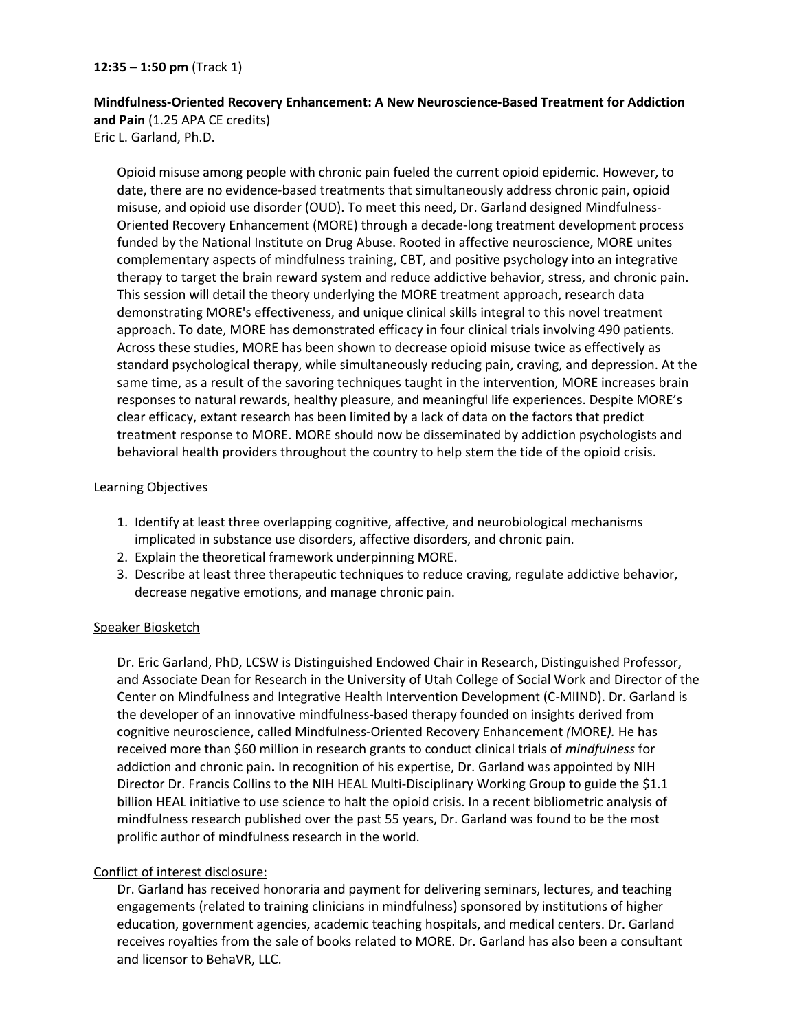**12:35 – 1:50 pm** (Track 1)

**Mindfulness-Oriented Recovery Enhancement: A New Neuroscience-Based Treatment for Addiction and Pain** (1.25 APA CE credits)
Eric L. Garland, Ph.D.

Opioid misuse among people with chronic pain fueled the current opioid epidemic. However, to date, there are no evidence-based treatments that simultaneously address chronic pain, opioid misuse, and opioid use disorder (OUD). To meet this need, Dr. Garland designed Mindfulness-Oriented Recovery Enhancement (MORE) through a decade-long treatment development process funded by the National Institute on Drug Abuse. Rooted in affective neuroscience, MORE unites complementary aspects of mindfulness training, CBT, and positive psychology into an integrative therapy to target the brain reward system and reduce addictive behavior, stress, and chronic pain. This session will detail the theory underlying the MORE treatment approach, research data demonstrating MORE's effectiveness, and unique clinical skills integral to this novel treatment approach. To date, MORE has demonstrated efficacy in four clinical trials involving 490 patients. Across these studies, MORE has been shown to decrease opioid misuse twice as effectively as standard psychological therapy, while simultaneously reducing pain, craving, and depression. At the same time, as a result of the savoring techniques taught in the intervention, MORE increases brain responses to natural rewards, healthy pleasure, and meaningful life experiences. Despite MORE's clear efficacy, extant research has been limited by a lack of data on the factors that predict treatment response to MORE. MORE should now be disseminated by addiction psychologists and behavioral health providers throughout the country to help stem the tide of the opioid crisis.

Learning Objectives

1. Identify at least three overlapping cognitive, affective, and neurobiological mechanisms implicated in substance use disorders, affective disorders, and chronic pain.
2. Explain the theoretical framework underpinning MORE.
3. Describe at least three therapeutic techniques to reduce craving, regulate addictive behavior, decrease negative emotions, and manage chronic pain.

Speaker Biosketch

Dr. Eric Garland, PhD, LCSW is Distinguished Endowed Chair in Research, Distinguished Professor, and Associate Dean for Research in the University of Utah College of Social Work and Director of the Center on Mindfulness and Integrative Health Intervention Development (C-MIIND). Dr. Garland is the developer of an innovative mindfulness-based therapy founded on insights derived from cognitive neuroscience, called Mindfulness-Oriented Recovery Enhancement *(*MORE*).* He has received more than $60 million in research grants to conduct clinical trials of *mindfulness* for addiction and chronic pain**.** In recognition of his expertise, Dr. Garland was appointed by NIH Director Dr. Francis Collins to the NIH HEAL Multi-Disciplinary Working Group to guide the $1.1 billion HEAL initiative to use science to halt the opioid crisis. In a recent bibliometric analysis of mindfulness research published over the past 55 years, Dr. Garland was found to be the most prolific author of mindfulness research in the world.

Conflict of interest disclosure:

Dr. Garland has received honoraria and payment for delivering seminars, lectures, and teaching engagements (related to training clinicians in mindfulness) sponsored by institutions of higher education, government agencies, academic teaching hospitals, and medical centers. Dr. Garland receives royalties from the sale of books related to MORE. Dr. Garland has also been a consultant and licensor to BehaVR, LLC.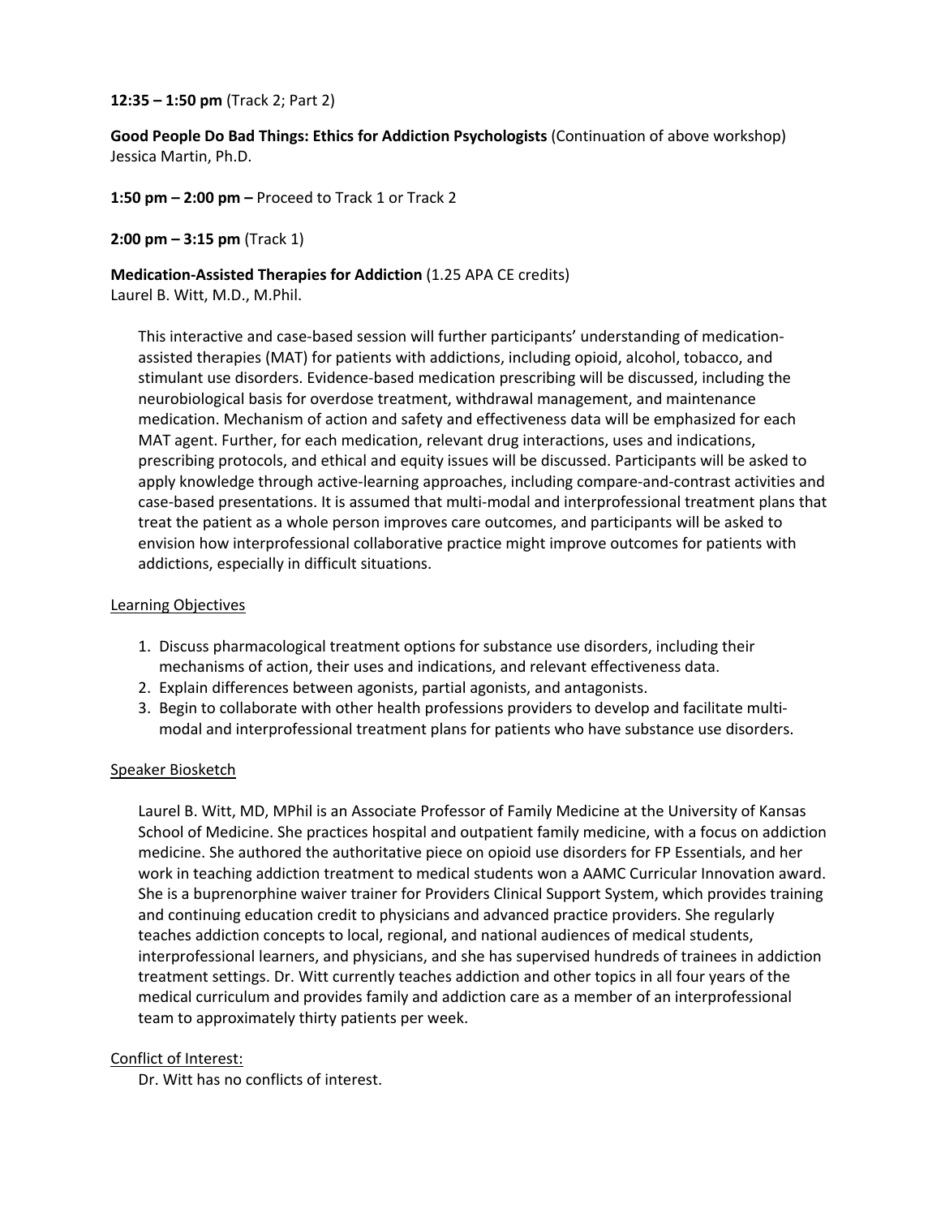**12:35 – 1:50 pm** (Track 2; Part 2)

**Good People Do Bad Things: Ethics for Addiction Psychologists** (Continuation of above workshop)
Jessica Martin, Ph.D.

**1:50 pm – 2:00 pm –** Proceed to Track 1 or Track 2

**2:00 pm – 3:15 pm** (Track 1)

**Medication-Assisted Therapies for Addiction** (1.25 APA CE credits)
Laurel B. Witt, M.D., M.Phil.

This interactive and case-based session will further participants' understanding of medication-assisted therapies (MAT) for patients with addictions, including opioid, alcohol, tobacco, and stimulant use disorders. Evidence-based medication prescribing will be discussed, including the neurobiological basis for overdose treatment, withdrawal management, and maintenance medication. Mechanism of action and safety and effectiveness data will be emphasized for each MAT agent. Further, for each medication, relevant drug interactions, uses and indications, prescribing protocols, and ethical and equity issues will be discussed. Participants will be asked to apply knowledge through active-learning approaches, including compare-and-contrast activities and case-based presentations. It is assumed that multi-modal and interprofessional treatment plans that treat the patient as a whole person improves care outcomes, and participants will be asked to envision how interprofessional collaborative practice might improve outcomes for patients with addictions, especially in difficult situations.

Learning Objectives

1. Discuss pharmacological treatment options for substance use disorders, including their mechanisms of action, their uses and indications, and relevant effectiveness data.
2. Explain differences between agonists, partial agonists, and antagonists.
3. Begin to collaborate with other health professions providers to develop and facilitate multi-modal and interprofessional treatment plans for patients who have substance use disorders.

Speaker Biosketch

Laurel B. Witt, MD, MPhil is an Associate Professor of Family Medicine at the University of Kansas School of Medicine. She practices hospital and outpatient family medicine, with a focus on addiction medicine. She authored the authoritative piece on opioid use disorders for FP Essentials, and her work in teaching addiction treatment to medical students won a AAMC Curricular Innovation award. She is a buprenorphine waiver trainer for Providers Clinical Support System, which provides training and continuing education credit to physicians and advanced practice providers. She regularly teaches addiction concepts to local, regional, and national audiences of medical students, interprofessional learners, and physicians, and she has supervised hundreds of trainees in addiction treatment settings. Dr. Witt currently teaches addiction and other topics in all four years of the medical curriculum and provides family and addiction care as a member of an interprofessional team to approximately thirty patients per week.

Conflict of Interest:

Dr. Witt has no conflicts of interest.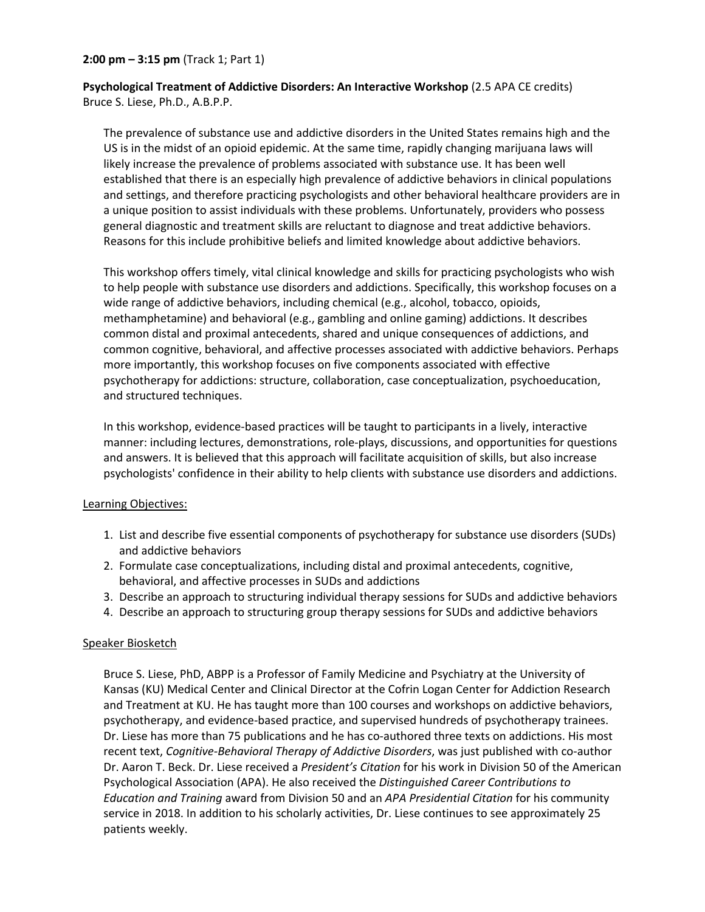**2:00 pm – 3:15 pm** (Track 1; Part 1)

**Psychological Treatment of Addictive Disorders: An Interactive Workshop** (2.5 APA CE credits)
Bruce S. Liese, Ph.D., A.B.P.P.

The prevalence of substance use and addictive disorders in the United States remains high and the US is in the midst of an opioid epidemic. At the same time, rapidly changing marijuana laws will likely increase the prevalence of problems associated with substance use. It has been well established that there is an especially high prevalence of addictive behaviors in clinical populations and settings, and therefore practicing psychologists and other behavioral healthcare providers are in a unique position to assist individuals with these problems. Unfortunately, providers who possess general diagnostic and treatment skills are reluctant to diagnose and treat addictive behaviors. Reasons for this include prohibitive beliefs and limited knowledge about addictive behaviors.

This workshop offers timely, vital clinical knowledge and skills for practicing psychologists who wish to help people with substance use disorders and addictions. Specifically, this workshop focuses on a wide range of addictive behaviors, including chemical (e.g., alcohol, tobacco, opioids, methamphetamine) and behavioral (e.g., gambling and online gaming) addictions. It describes common distal and proximal antecedents, shared and unique consequences of addictions, and common cognitive, behavioral, and affective processes associated with addictive behaviors. Perhaps more importantly, this workshop focuses on five components associated with effective psychotherapy for addictions: structure, collaboration, case conceptualization, psychoeducation, and structured techniques.

In this workshop, evidence-based practices will be taught to participants in a lively, interactive manner: including lectures, demonstrations, role-plays, discussions, and opportunities for questions and answers. It is believed that this approach will facilitate acquisition of skills, but also increase psychologists' confidence in their ability to help clients with substance use disorders and addictions.

Learning Objectives:

1. List and describe five essential components of psychotherapy for substance use disorders (SUDs) and addictive behaviors
2. Formulate case conceptualizations, including distal and proximal antecedents, cognitive, behavioral, and affective processes in SUDs and addictions
3. Describe an approach to structuring individual therapy sessions for SUDs and addictive behaviors
4. Describe an approach to structuring group therapy sessions for SUDs and addictive behaviors

Speaker Biosketch

Bruce S. Liese, PhD, ABPP is a Professor of Family Medicine and Psychiatry at the University of Kansas (KU) Medical Center and Clinical Director at the Cofrin Logan Center for Addiction Research and Treatment at KU. He has taught more than 100 courses and workshops on addictive behaviors, psychotherapy, and evidence-based practice, and supervised hundreds of psychotherapy trainees. Dr. Liese has more than 75 publications and he has co-authored three texts on addictions. His most recent text, *Cognitive-Behavioral Therapy of Addictive Disorders*, was just published with co-author Dr. Aaron T. Beck. Dr. Liese received a *President's Citation* for his work in Division 50 of the American Psychological Association (APA). He also received the *Distinguished Career Contributions to Education and Training* award from Division 50 and an *APA Presidential Citation* for his community service in 2018. In addition to his scholarly activities, Dr. Liese continues to see approximately 25 patients weekly.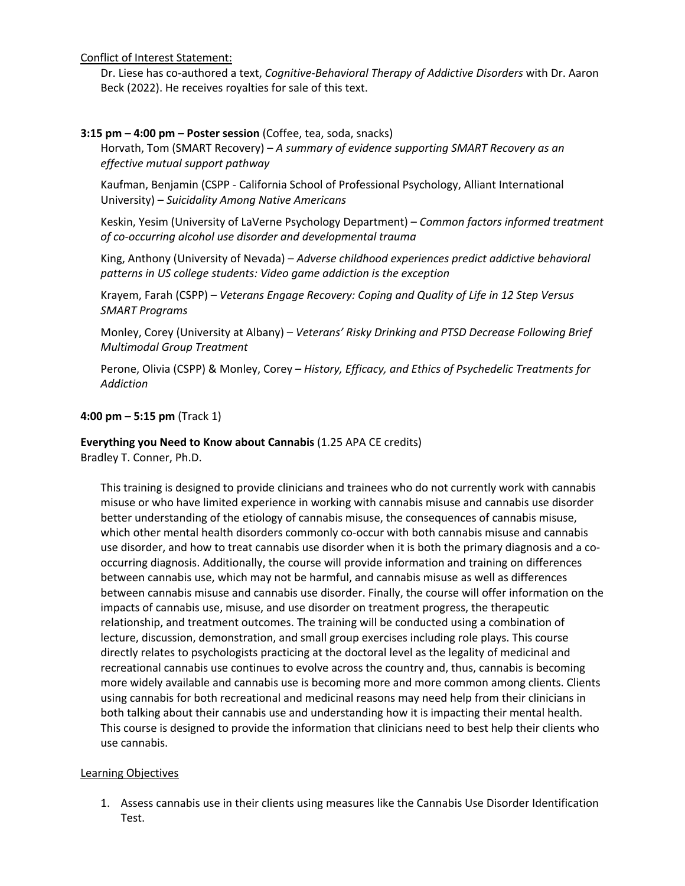Conflict of Interest Statement:

Dr. Liese has co-authored a text, *Cognitive-Behavioral Therapy of Addictive Disorders* with Dr. Aaron Beck (2022). He receives royalties for sale of this text.

**3:15 pm – 4:00 pm – Poster session** (Coffee, tea, soda, snacks)

Horvath, Tom (SMART Recovery) – *A summary of evidence supporting SMART Recovery as an effective mutual support pathway*

Kaufman, Benjamin (CSPP - California School of Professional Psychology, Alliant International University) – *Suicidality Among Native Americans*

Keskin, Yesim (University of LaVerne Psychology Department) – *Common factors informed treatment of co-occurring alcohol use disorder and developmental trauma*

King, Anthony (University of Nevada) – *Adverse childhood experiences predict addictive behavioral patterns in US college students: Video game addiction is the exception*

Krayem, Farah (CSPP) – *Veterans Engage Recovery: Coping and Quality of Life in 12 Step Versus SMART Programs*

Monley, Corey (University at Albany) – *Veterans' Risky Drinking and PTSD Decrease Following Brief Multimodal Group Treatment*

Perone, Olivia (CSPP) & Monley, Corey – *History, Efficacy, and Ethics of Psychedelic Treatments for Addiction*

**4:00 pm – 5:15 pm** (Track 1)

**Everything you Need to Know about Cannabis** (1.25 APA CE credits)
Bradley T. Conner, Ph.D.

This training is designed to provide clinicians and trainees who do not currently work with cannabis misuse or who have limited experience in working with cannabis misuse and cannabis use disorder better understanding of the etiology of cannabis misuse, the consequences of cannabis misuse, which other mental health disorders commonly co-occur with both cannabis misuse and cannabis use disorder, and how to treat cannabis use disorder when it is both the primary diagnosis and a co-occurring diagnosis. Additionally, the course will provide information and training on differences between cannabis use, which may not be harmful, and cannabis misuse as well as differences between cannabis misuse and cannabis use disorder. Finally, the course will offer information on the impacts of cannabis use, misuse, and use disorder on treatment progress, the therapeutic relationship, and treatment outcomes. The training will be conducted using a combination of lecture, discussion, demonstration, and small group exercises including role plays. This course directly relates to psychologists practicing at the doctoral level as the legality of medicinal and recreational cannabis use continues to evolve across the country and, thus, cannabis is becoming more widely available and cannabis use is becoming more and more common among clients. Clients using cannabis for both recreational and medicinal reasons may need help from their clinicians in both talking about their cannabis use and understanding how it is impacting their mental health. This course is designed to provide the information that clinicians need to best help their clients who use cannabis.

Learning Objectives

1. Assess cannabis use in their clients using measures like the Cannabis Use Disorder Identification Test.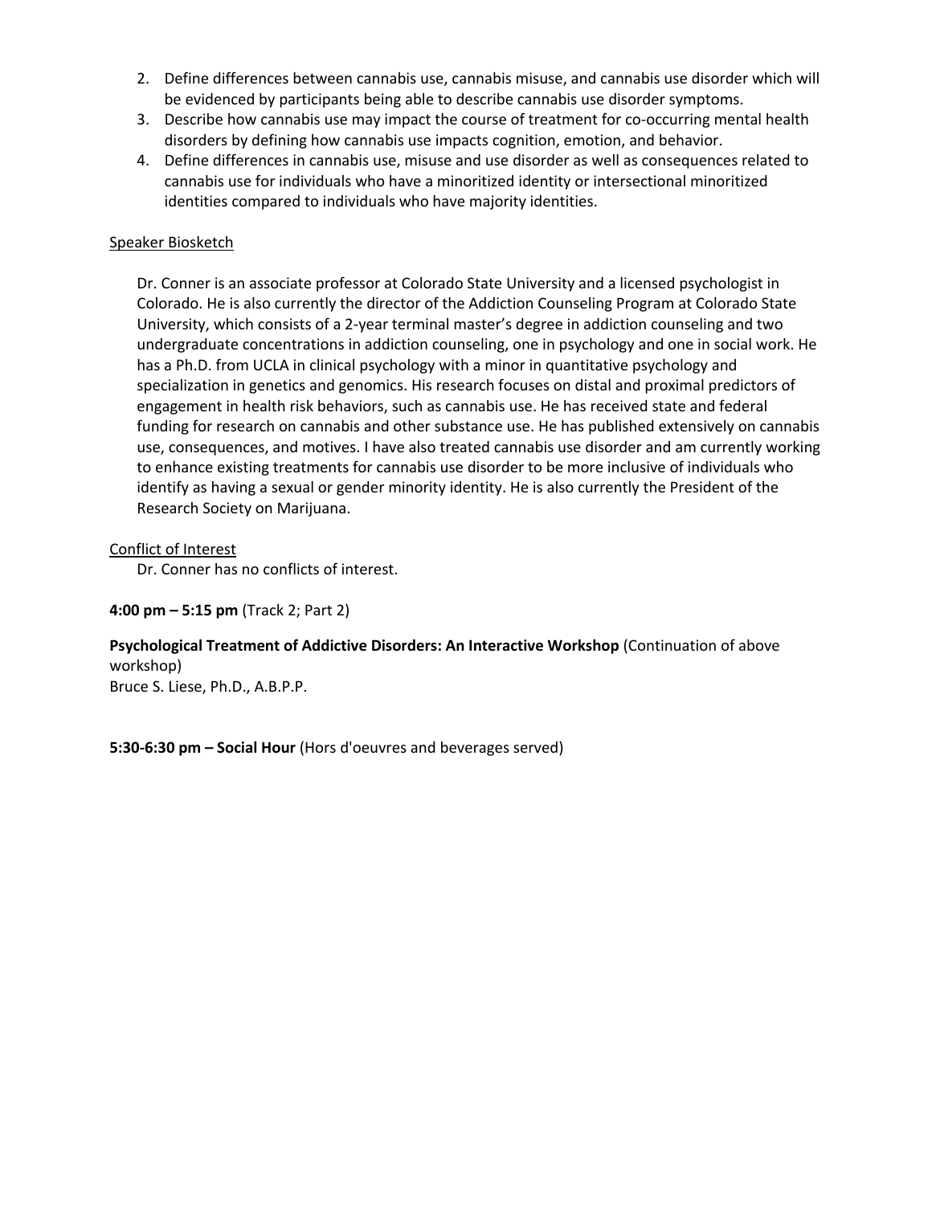2. Define differences between cannabis use, cannabis misuse, and cannabis use disorder which will be evidenced by participants being able to describe cannabis use disorder symptoms.
3. Describe how cannabis use may impact the course of treatment for co-occurring mental health disorders by defining how cannabis use impacts cognition, emotion, and behavior.
4. Define differences in cannabis use, misuse and use disorder as well as consequences related to cannabis use for individuals who have a minoritized identity or intersectional minoritized identities compared to individuals who have majority identities.

<u>Speaker Biosketch</u>

Dr. Conner is an associate professor at Colorado State University and a licensed psychologist in Colorado. He is also currently the director of the Addiction Counseling Program at Colorado State University, which consists of a 2-year terminal master's degree in addiction counseling and two undergraduate concentrations in addiction counseling, one in psychology and one in social work. He has a Ph.D. from UCLA in clinical psychology with a minor in quantitative psychology and specialization in genetics and genomics. His research focuses on distal and proximal predictors of engagement in health risk behaviors, such as cannabis use. He has received state and federal funding for research on cannabis and other substance use. He has published extensively on cannabis use, consequences, and motives. I have also treated cannabis use disorder and am currently working to enhance existing treatments for cannabis use disorder to be more inclusive of individuals who identify as having a sexual or gender minority identity. He is also currently the President of the Research Society on Marijuana.

<u>Conflict of Interest</u>

Dr. Conner has no conflicts of interest.

**4:00 pm – 5:15 pm** (Track 2; Part 2)

**Psychological Treatment of Addictive Disorders: An Interactive Workshop** (Continuation of above workshop)
Bruce S. Liese, Ph.D., A.B.P.P.

**5:30-6:30 pm – Social Hour** (Hors d'oeuvres and beverages served)